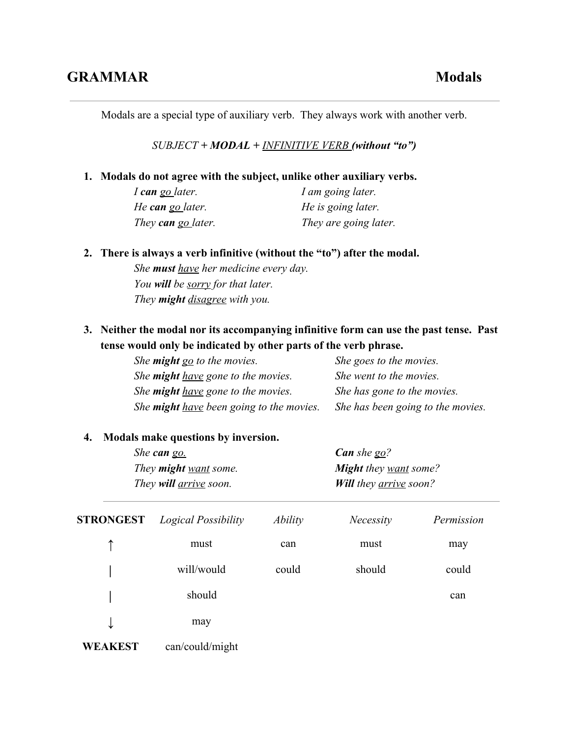# GRAMMAR — Modals

Modals are a special type of auxiliary verb. They always work with another verb.

*SUBJECT +* ***MODAL*** *+ <u>INFINITIVE VERB</u>* ***(without "to")***

1. **Modals do not agree with the subject, unlike other auxiliary verbs.**

| | |
|---|---|
| *I* ***can*** *<u>go</u> later.* | *I am going later.* |
| *He* ***can*** *<u>go</u> later.* | *He is going later.* |
| *They* ***can*** *<u>go</u> later.* | *They are going later.* |

2. **There is always a verb infinitive (without the "to") after the modal.**

   *She* ***must*** *<u>have</u> her medicine every day.*
   *You* ***will*** *be <u>sorry</u> for that later.*
   *They* ***might*** *<u>disagree</u> with you.*

3. **Neither the modal nor its accompanying infinitive form can use the past tense. Past tense would only be indicated by other parts of the verb phrase.**

| | |
|---|---|
| *She* ***might*** *<u>go</u> to the movies.* | *She goes to the movies.* |
| *She* ***might*** *<u>have</u> gone to the movies.* | *She went to the movies.* |
| *She* ***might*** *<u>have</u> gone to the movies.* | *She has gone to the movies.* |
| *She* ***might*** *<u>have</u> been going to the movies.* | *She has been going to the movies.* |

4. **Modals make questions by inversion.**

| | |
|---|---|
| *She* ***can*** *<u>go.</u>* | ***Can*** *she <u>go</u>?* |
| *They* ***might*** *<u>want</u> some.* | ***Might*** *they <u>want</u> some?* |
| *They* ***will*** *<u>arrive</u> soon.* | ***Will*** *they <u>arrive</u> soon?* |

---

| **STRONGEST** | *Logical Possibility* | *Ability* | *Necessity* | *Permission* |
|---|---|---|---|---|
| ↑ | must | can | must | may |
| \| | will/would | could | should | could |
| \| | should | | | can |
| ↓ | may | | | |
| **WEAKEST** | can/could/might | | | |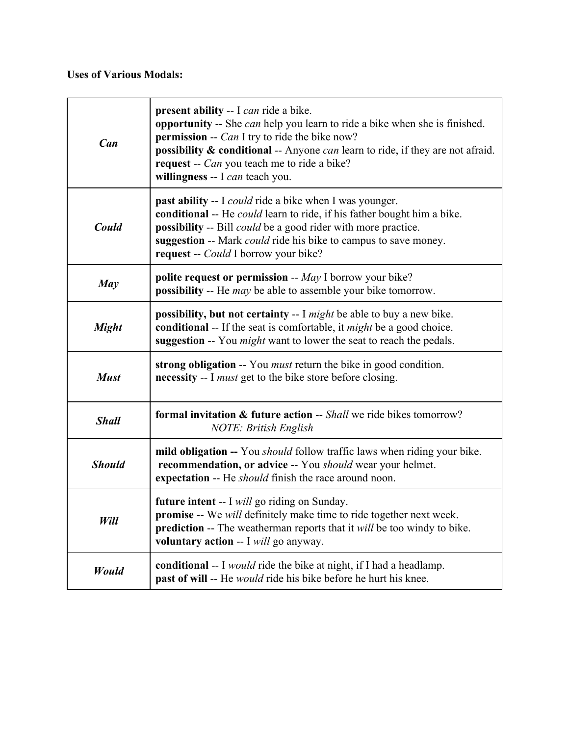**Uses of Various Modals:**

| | |
|---|---|
| ***Can*** | **present ability** -- I *can* ride a bike.<br>**opportunity** -- She *can* help you learn to ride a bike when she is finished.<br>**permission** -- *Can* I try to ride the bike now?<br>**possibility & conditional** -- Anyone *can* learn to ride, if they are not afraid.<br>**request** -- *Can* you teach me to ride a bike?<br>**willingness** -- I *can* teach you. |
| ***Could*** | **past ability** -- I *could* ride a bike when I was younger.<br>**conditional** -- He *could* learn to ride, if his father bought him a bike.<br>**possibility** -- Bill *could* be a good rider with more practice.<br>**suggestion** -- Mark *could* ride his bike to campus to save money.<br>**request** -- *Could* I borrow your bike? |
| ***May*** | **polite request or permission** -- *May* I borrow your bike?<br>**possibility** -- He *may* be able to assemble your bike tomorrow. |
| ***Might*** | **possibility, but not certainty** -- I *might* be able to buy a new bike.<br>**conditional** -- If the seat is comfortable, it *might* be a good choice.<br>**suggestion** -- You *might* want to lower the seat to reach the pedals. |
| ***Must*** | **strong obligation** -- You *must* return the bike in good condition.<br>**necessity** -- I *must* get to the bike store before closing. |
| ***Shall*** | **formal invitation & future action** -- *Shall* we ride bikes tomorrow?<br>*NOTE: British English* |
| ***Should*** | **mild obligation --** You *should* follow traffic laws when riding your bike.<br>**recommendation, or advice** -- You *should* wear your helmet.<br>**expectation** -- He *should* finish the race around noon. |
| ***Will*** | **future intent** -- I *will* go riding on Sunday.<br>**promise** -- We *will* definitely make time to ride together next week.<br>**prediction** -- The weatherman reports that it *will* be too windy to bike.<br>**voluntary action** -- I *will* go anyway. |
| ***Would*** | **conditional** -- I *would* ride the bike at night, if I had a headlamp.<br>**past of will** -- He *would* ride his bike before he hurt his knee. |